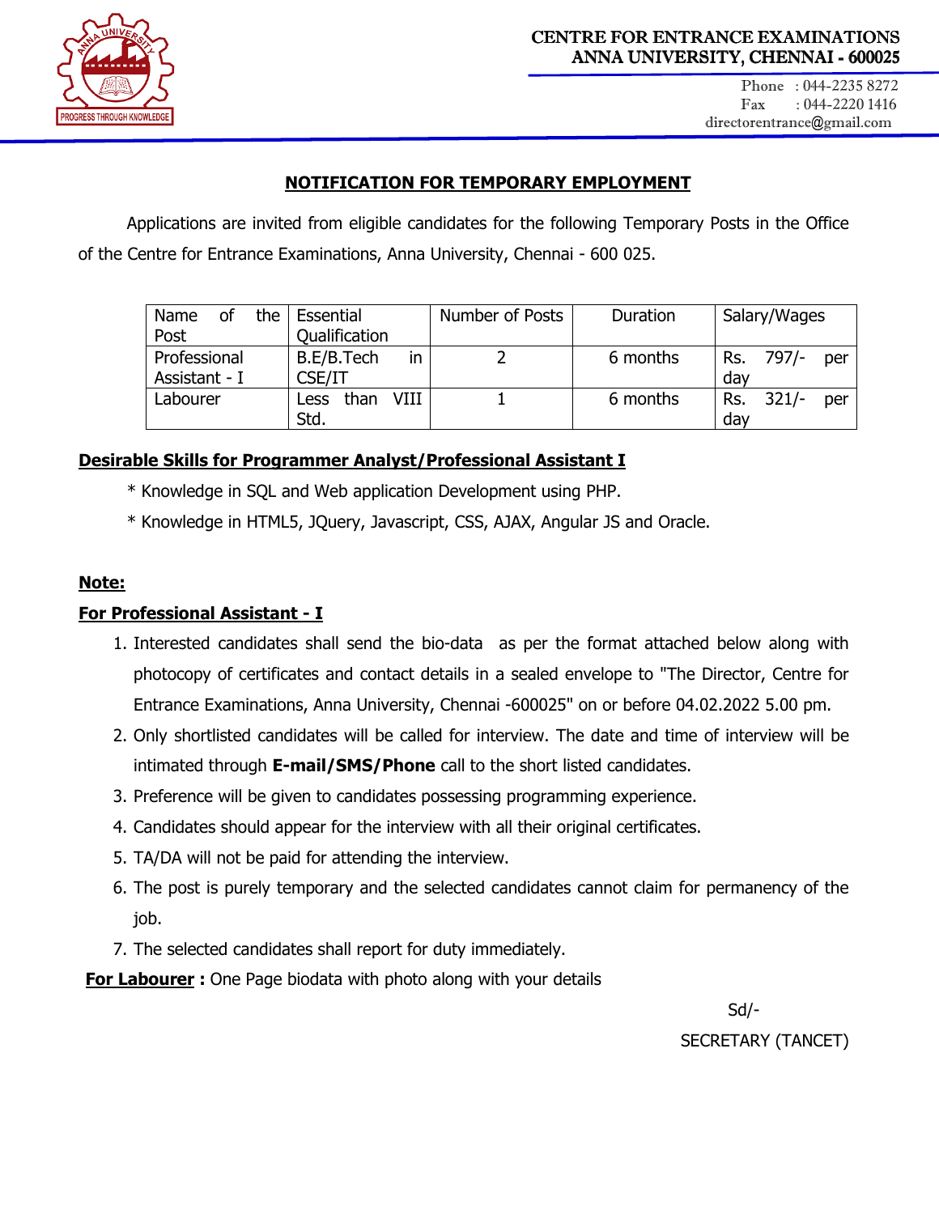**CENTRE FOR ENTRANCE EXAMINATIONS**
**ANNA UNIVERSITY, CHENNAI - 600025**

Phone : 044-2235 8272
Fax : 044-2220 1416
directorentrance@gmail.com

# NOTIFICATION FOR TEMPORARY EMPLOYMENT

Applications are invited from eligible candidates for the following Temporary Posts in the Office of the Centre for Entrance Examinations, Anna University, Chennai - 600 025.

| Name of the Post | Essential Qualification | Number of Posts | Duration | Salary/Wages |
|---|---|---|---|---|
| Professional Assistant - I | B.E/B.Tech in CSE/IT | 2 | 6 months | Rs. 797/- per day |
| Labourer | Less than VIII Std. | 1 | 6 months | Rs. 321/- per day |

## Desirable Skills for Programmer Analyst/Professional Assistant I

* Knowledge in SQL and Web application Development using PHP.
* Knowledge in HTML5, JQuery, Javascript, CSS, AJAX, Angular JS and Oracle.

**Note:**

**For Professional Assistant - I**

1. Interested candidates shall send the bio-data as per the format attached below along with photocopy of certificates and contact details in a sealed envelope to "The Director, Centre for Entrance Examinations, Anna University, Chennai -600025" on or before 04.02.2022 5.00 pm.
2. Only shortlisted candidates will be called for interview. The date and time of interview will be intimated through **E-mail/SMS/Phone** call to the short listed candidates.
3. Preference will be given to candidates possessing programming experience.
4. Candidates should appear for the interview with all their original certificates.
5. TA/DA will not be paid for attending the interview.
6. The post is purely temporary and the selected candidates cannot claim for permanency of the job.
7. The selected candidates shall report for duty immediately.

**For Labourer :** One Page biodata with photo along with your details

Sd/-

SECRETARY (TANCET)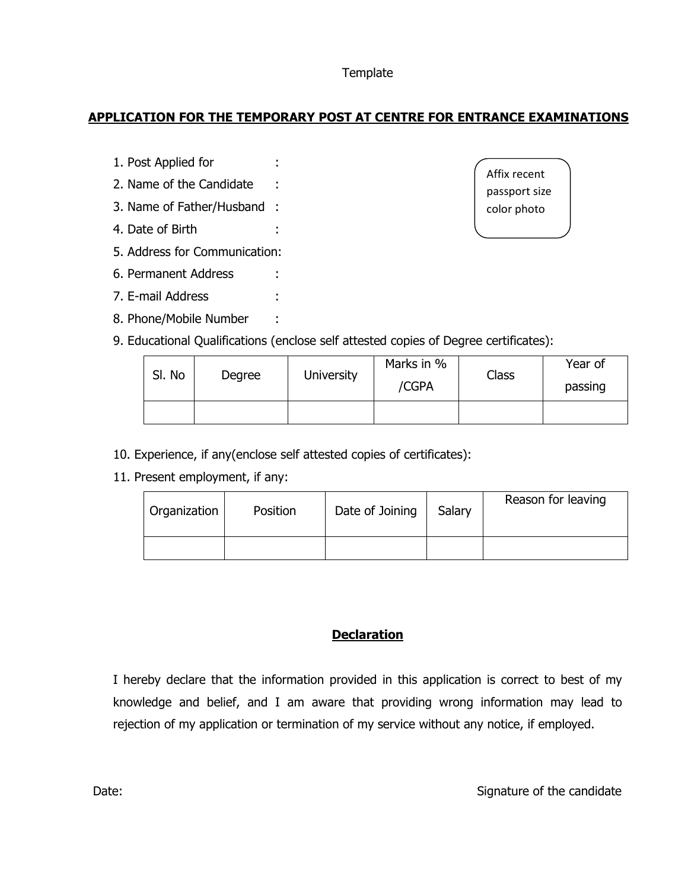Template

## APPLICATION FOR THE TEMPORARY POST AT CENTRE FOR ENTRANCE EXAMINATIONS

Affix recent passport size color photo

1. Post Applied for :
2. Name of the Candidate :
3. Name of Father/Husband :
4. Date of Birth :
5. Address for Communication:
6. Permanent Address :
7. E-mail Address :
8. Phone/Mobile Number :
9. Educational Qualifications (enclose self attested copies of Degree certificates):

| Sl. No | Degree | University | Marks in % /CGPA | Class | Year of passing |
|---|---|---|---|---|---|
| | | | | | |

10. Experience, if any(enclose self attested copies of certificates):
11. Present employment, if any:

| Organization | Position | Date of Joining | Salary | Reason for leaving |
|---|---|---|---|---|
| | | | | |

### Declaration

I hereby declare that the information provided in this application is correct to best of my knowledge and belief, and I am aware that providing wrong information may lead to rejection of my application or termination of my service without any notice, if employed.

Date: Signature of the candidate